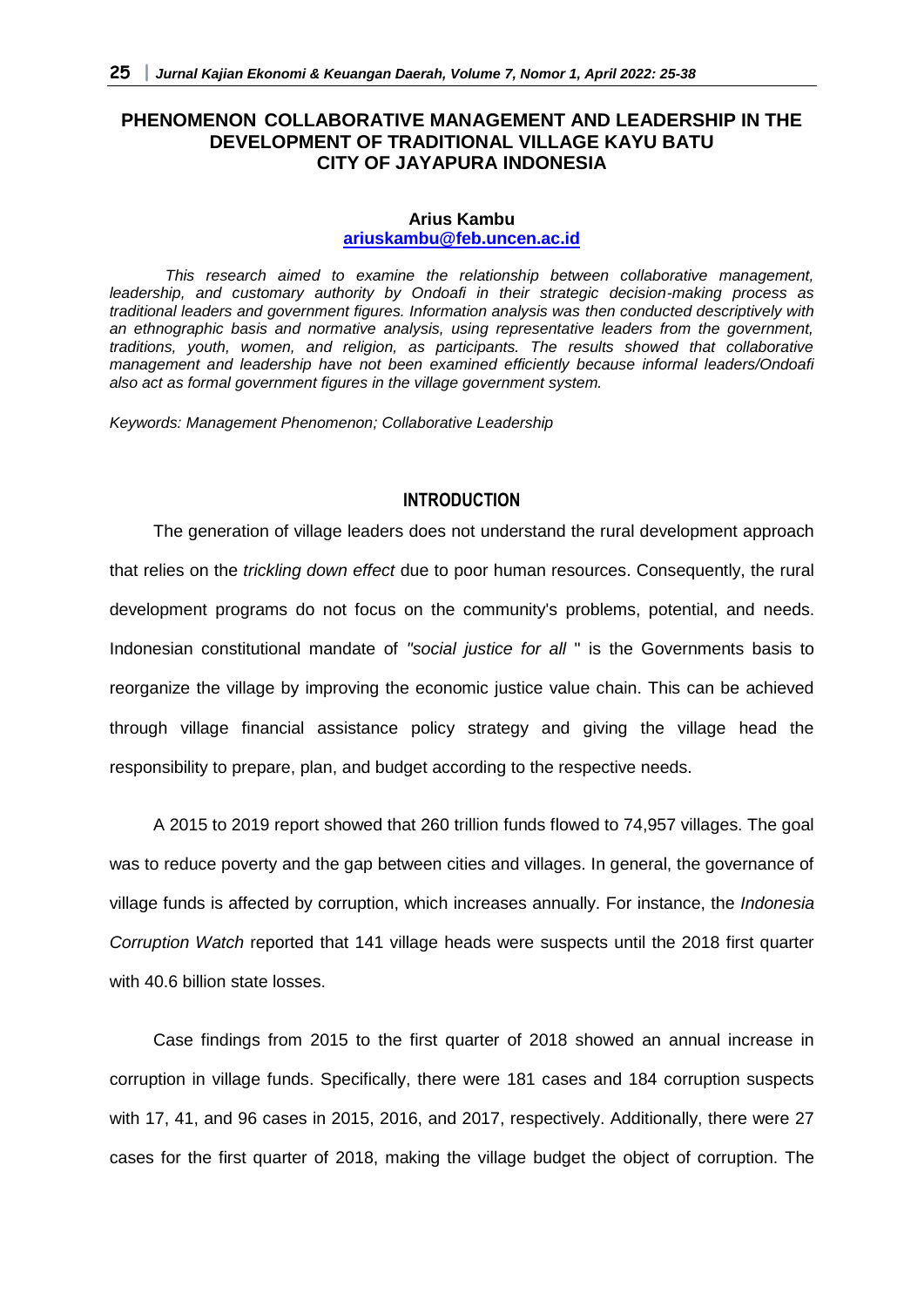# PHENOMENON COLLABORATIVE MANAGEMENT AND LEADERSHIP IN THE DEVELOPMENT OF TRADITIONAL VILLAGE KAYU BATU CITY OF JAYAPURA INDONESIA

**Arius Kambu**
**ariuskambu@feb.uncen.ac.id**

*This research aimed to examine the relationship between collaborative management, leadership, and customary authority by Ondoafi in their strategic decision-making process as traditional leaders and government figures. Information analysis was then conducted descriptively with an ethnographic basis and normative analysis, using representative leaders from the government, traditions, youth, women, and religion, as participants. The results showed that collaborative management and leadership have not been examined efficiently because informal leaders/Ondoafi also act as formal government figures in the village government system.*

*Keywords: Management Phenomenon; Collaborative Leadership*

## INTRODUCTION

The generation of village leaders does not understand the rural development approach that relies on the *trickling down effect* due to poor human resources. Consequently, the rural development programs do not focus on the community's problems, potential, and needs. Indonesian constitutional mandate of *"social justice for all* " is the Governments basis to reorganize the village by improving the economic justice value chain. This can be achieved through village financial assistance policy strategy and giving the village head the responsibility to prepare, plan, and budget according to the respective needs.

A 2015 to 2019 report showed that 260 trillion funds flowed to 74,957 villages. The goal was to reduce poverty and the gap between cities and villages. In general, the governance of village funds is affected by corruption, which increases annually. For instance, the *Indonesia Corruption Watch* reported that 141 village heads were suspects until the 2018 first quarter with 40.6 billion state losses.

Case findings from 2015 to the first quarter of 2018 showed an annual increase in corruption in village funds. Specifically, there were 181 cases and 184 corruption suspects with 17, 41, and 96 cases in 2015, 2016, and 2017, respectively. Additionally, there were 27 cases for the first quarter of 2018, making the village budget the object of corruption. The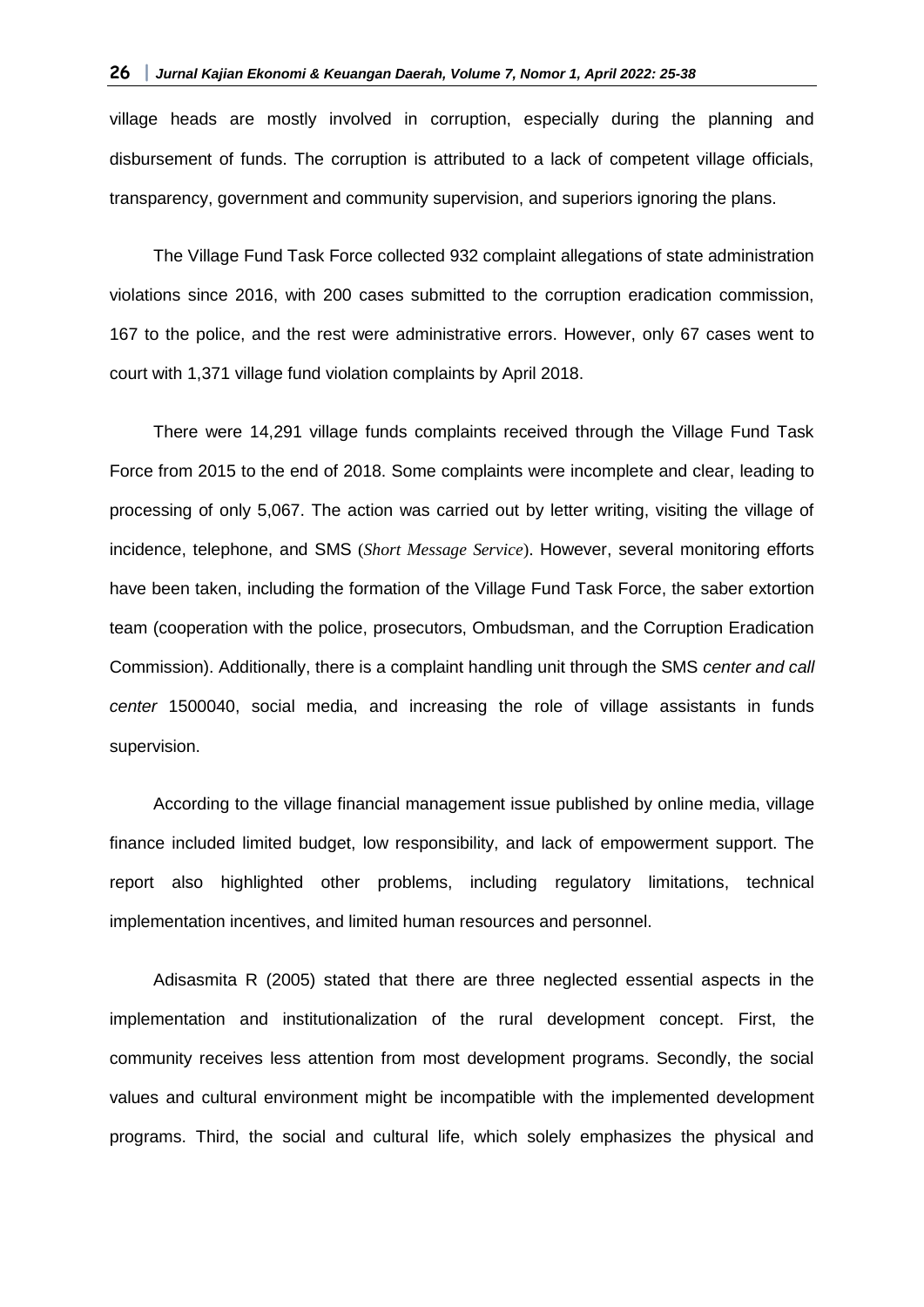village heads are mostly involved in corruption, especially during the planning and disbursement of funds. The corruption is attributed to a lack of competent village officials, transparency, government and community supervision, and superiors ignoring the plans.

The Village Fund Task Force collected 932 complaint allegations of state administration violations since 2016, with 200 cases submitted to the corruption eradication commission, 167 to the police, and the rest were administrative errors. However, only 67 cases went to court with 1,371 village fund violation complaints by April 2018.

There were 14,291 village funds complaints received through the Village Fund Task Force from 2015 to the end of 2018. Some complaints were incomplete and clear, leading to processing of only 5,067. The action was carried out by letter writing, visiting the village of incidence, telephone, and SMS (*Short Message Service*). However, several monitoring efforts have been taken, including the formation of the Village Fund Task Force, the saber extortion team (cooperation with the police, prosecutors, Ombudsman, and the Corruption Eradication Commission). Additionally, there is a complaint handling unit through the SMS *center and call center* 1500040, social media, and increasing the role of village assistants in funds supervision.

According to the village financial management issue published by online media, village finance included limited budget, low responsibility, and lack of empowerment support. The report also highlighted other problems, including regulatory limitations, technical implementation incentives, and limited human resources and personnel.

Adisasmita R (2005) stated that there are three neglected essential aspects in the implementation and institutionalization of the rural development concept. First, the community receives less attention from most development programs. Secondly, the social values and cultural environment might be incompatible with the implemented development programs. Third, the social and cultural life, which solely emphasizes the physical and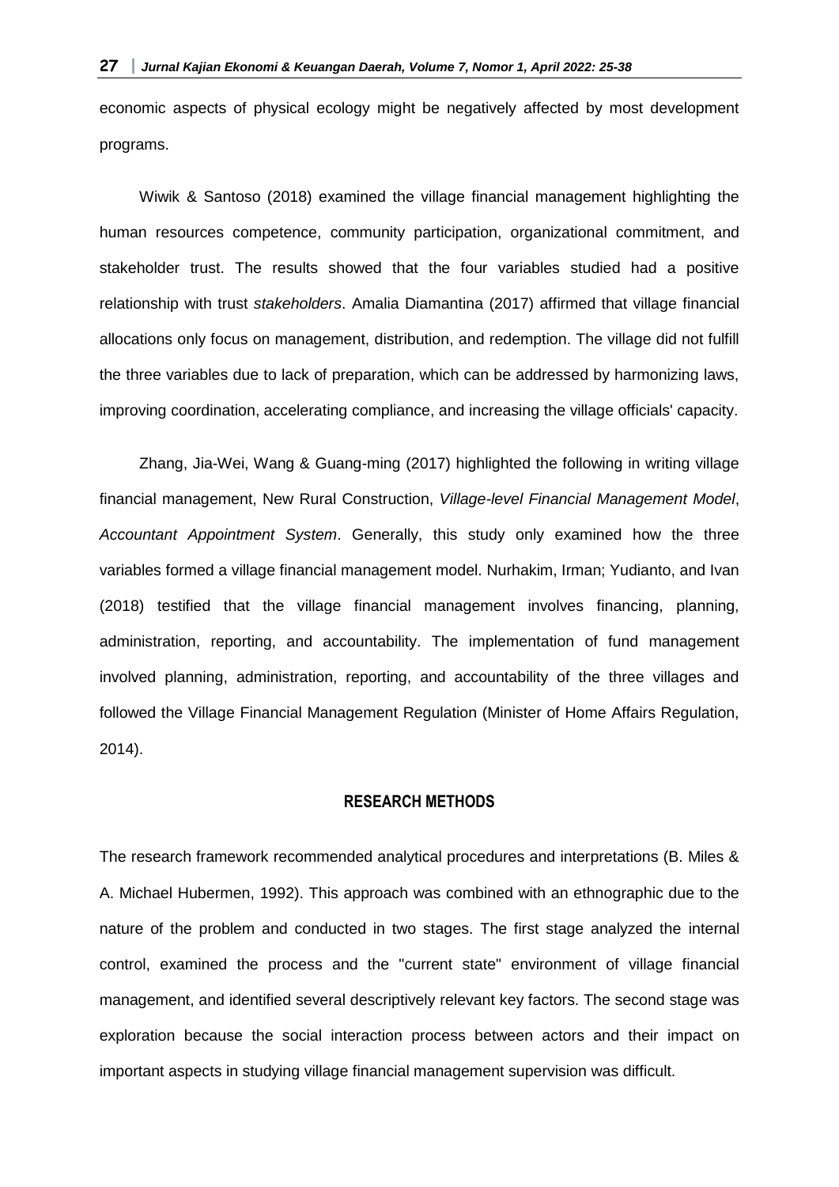economic aspects of physical ecology might be negatively affected by most development programs.

Wiwik & Santoso (2018) examined the village financial management highlighting the human resources competence, community participation, organizational commitment, and stakeholder trust. The results showed that the four variables studied had a positive relationship with trust *stakeholders*. Amalia Diamantina (2017) affirmed that village financial allocations only focus on management, distribution, and redemption. The village did not fulfill the three variables due to lack of preparation, which can be addressed by harmonizing laws, improving coordination, accelerating compliance, and increasing the village officials' capacity.

Zhang, Jia-Wei, Wang & Guang-ming (2017) highlighted the following in writing village financial management, New Rural Construction, *Village-level Financial Management Model*, *Accountant Appointment System*. Generally, this study only examined how the three variables formed a village financial management model. Nurhakim, Irman; Yudianto, and Ivan (2018) testified that the village financial management involves financing, planning, administration, reporting, and accountability. The implementation of fund management involved planning, administration, reporting, and accountability of the three villages and followed the Village Financial Management Regulation (Minister of Home Affairs Regulation, 2014).

## RESEARCH METHODS

The research framework recommended analytical procedures and interpretations (B. Miles & A. Michael Hubermen, 1992). This approach was combined with an ethnographic due to the nature of the problem and conducted in two stages. The first stage analyzed the internal control, examined the process and the "current state" environment of village financial management, and identified several descriptively relevant key factors. The second stage was exploration because the social interaction process between actors and their impact on important aspects in studying village financial management supervision was difficult.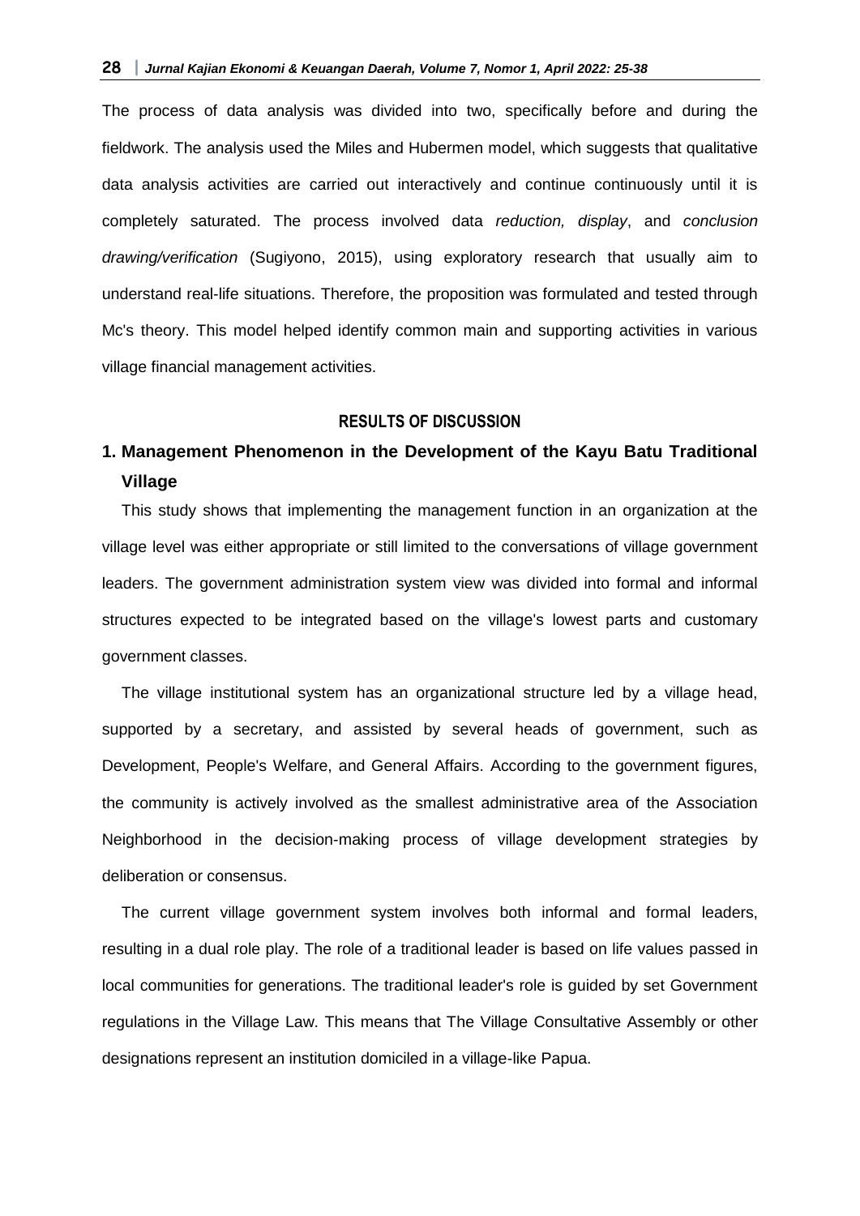The process of data analysis was divided into two, specifically before and during the fieldwork. The analysis used the Miles and Hubermen model, which suggests that qualitative data analysis activities are carried out interactively and continue continuously until it is completely saturated. The process involved data *reduction, display*, and *conclusion drawing/verification* (Sugiyono, 2015), using exploratory research that usually aim to understand real-life situations. Therefore, the proposition was formulated and tested through Mc's theory. This model helped identify common main and supporting activities in various village financial management activities.

## RESULTS OF DISCUSSION

### 1. Management Phenomenon in the Development of the Kayu Batu Traditional Village

This study shows that implementing the management function in an organization at the village level was either appropriate or still limited to the conversations of village government leaders. The government administration system view was divided into formal and informal structures expected to be integrated based on the village's lowest parts and customary government classes.

The village institutional system has an organizational structure led by a village head, supported by a secretary, and assisted by several heads of government, such as Development, People's Welfare, and General Affairs. According to the government figures, the community is actively involved as the smallest administrative area of the Association Neighborhood in the decision-making process of village development strategies by deliberation or consensus.

The current village government system involves both informal and formal leaders, resulting in a dual role play. The role of a traditional leader is based on life values passed in local communities for generations. The traditional leader's role is guided by set Government regulations in the Village Law. This means that The Village Consultative Assembly or other designations represent an institution domiciled in a village-like Papua.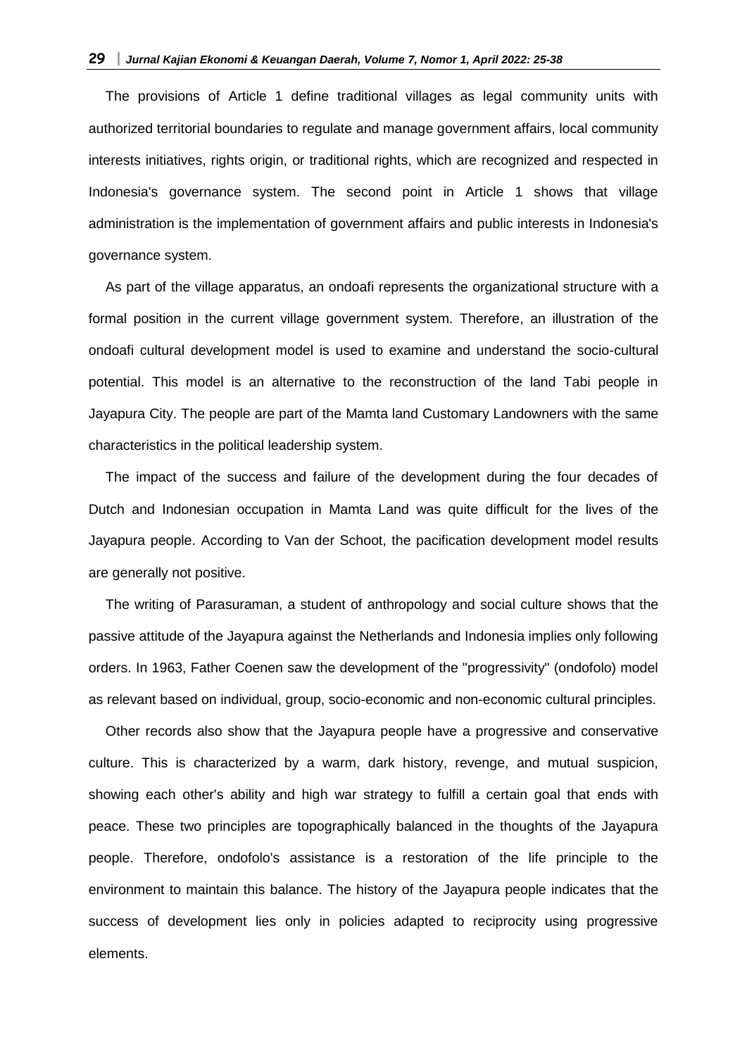The provisions of Article 1 define traditional villages as legal community units with authorized territorial boundaries to regulate and manage government affairs, local community interests initiatives, rights origin, or traditional rights, which are recognized and respected in Indonesia's governance system. The second point in Article 1 shows that village administration is the implementation of government affairs and public interests in Indonesia's governance system.

As part of the village apparatus, an ondoafi represents the organizational structure with a formal position in the current village government system. Therefore, an illustration of the ondoafi cultural development model is used to examine and understand the socio-cultural potential. This model is an alternative to the reconstruction of the land Tabi people in Jayapura City. The people are part of the Mamta land Customary Landowners with the same characteristics in the political leadership system.

The impact of the success and failure of the development during the four decades of Dutch and Indonesian occupation in Mamta Land was quite difficult for the lives of the Jayapura people. According to Van der Schoot, the pacification development model results are generally not positive.

The writing of Parasuraman, a student of anthropology and social culture shows that the passive attitude of the Jayapura against the Netherlands and Indonesia implies only following orders. In 1963, Father Coenen saw the development of the "progressivity" (ondofolo) model as relevant based on individual, group, socio-economic and non-economic cultural principles.

Other records also show that the Jayapura people have a progressive and conservative culture. This is characterized by a warm, dark history, revenge, and mutual suspicion, showing each other's ability and high war strategy to fulfill a certain goal that ends with peace. These two principles are topographically balanced in the thoughts of the Jayapura people. Therefore, ondofolo's assistance is a restoration of the life principle to the environment to maintain this balance. The history of the Jayapura people indicates that the success of development lies only in policies adapted to reciprocity using progressive elements.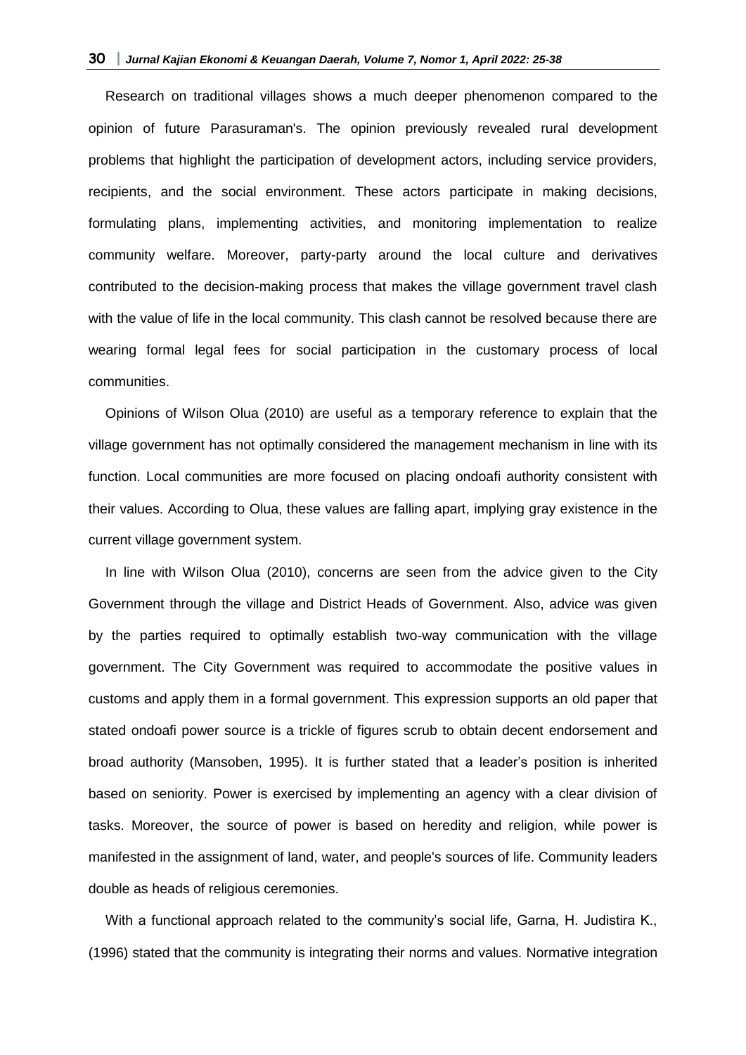Research on traditional villages shows a much deeper phenomenon compared to the opinion of future Parasuraman's. The opinion previously revealed rural development problems that highlight the participation of development actors, including service providers, recipients, and the social environment. These actors participate in making decisions, formulating plans, implementing activities, and monitoring implementation to realize community welfare. Moreover, party-party around the local culture and derivatives contributed to the decision-making process that makes the village government travel clash with the value of life in the local community. This clash cannot be resolved because there are wearing formal legal fees for social participation in the customary process of local communities.

Opinions of Wilson Olua (2010) are useful as a temporary reference to explain that the village government has not optimally considered the management mechanism in line with its function. Local communities are more focused on placing ondoafi authority consistent with their values. According to Olua, these values are falling apart, implying gray existence in the current village government system.

In line with Wilson Olua (2010), concerns are seen from the advice given to the City Government through the village and District Heads of Government. Also, advice was given by the parties required to optimally establish two-way communication with the village government. The City Government was required to accommodate the positive values in customs and apply them in a formal government. This expression supports an old paper that stated ondoafi power source is a trickle of figures scrub to obtain decent endorsement and broad authority (Mansoben, 1995). It is further stated that a leader's position is inherited based on seniority. Power is exercised by implementing an agency with a clear division of tasks. Moreover, the source of power is based on heredity and religion, while power is manifested in the assignment of land, water, and people's sources of life. Community leaders double as heads of religious ceremonies.

With a functional approach related to the community's social life, Garna, H. Judistira K., (1996) stated that the community is integrating their norms and values. Normative integration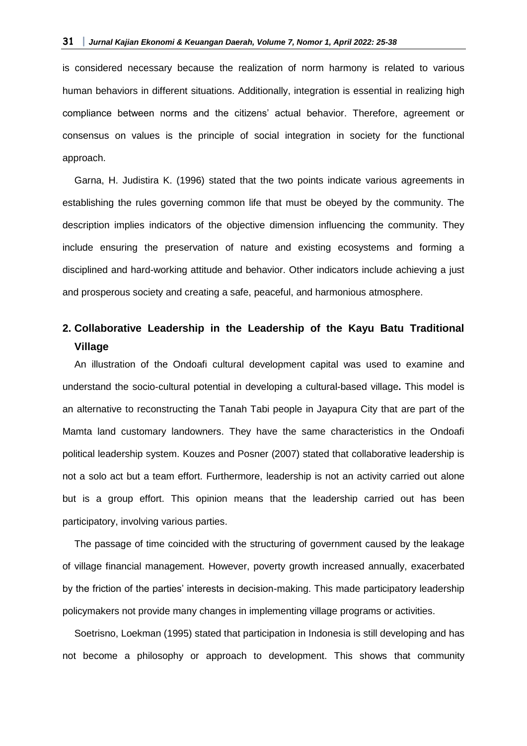is considered necessary because the realization of norm harmony is related to various human behaviors in different situations. Additionally, integration is essential in realizing high compliance between norms and the citizens' actual behavior. Therefore, agreement or consensus on values is the principle of social integration in society for the functional approach.

Garna, H. Judistira K. (1996) stated that the two points indicate various agreements in establishing the rules governing common life that must be obeyed by the community. The description implies indicators of the objective dimension influencing the community. They include ensuring the preservation of nature and existing ecosystems and forming a disciplined and hard-working attitude and behavior. Other indicators include achieving a just and prosperous society and creating a safe, peaceful, and harmonious atmosphere.

## 2. Collaborative Leadership in the Leadership of the Kayu Batu Traditional Village

An illustration of the Ondoafi cultural development capital was used to examine and understand the socio-cultural potential in developing a cultural-based village**.** This model is an alternative to reconstructing the Tanah Tabi people in Jayapura City that are part of the Mamta land customary landowners. They have the same characteristics in the Ondoafi political leadership system. Kouzes and Posner (2007) stated that collaborative leadership is not a solo act but a team effort. Furthermore, leadership is not an activity carried out alone but is a group effort. This opinion means that the leadership carried out has been participatory, involving various parties.

The passage of time coincided with the structuring of government caused by the leakage of village financial management. However, poverty growth increased annually, exacerbated by the friction of the parties' interests in decision-making. This made participatory leadership policymakers not provide many changes in implementing village programs or activities.

Soetrisno, Loekman (1995) stated that participation in Indonesia is still developing and has not become a philosophy or approach to development. This shows that community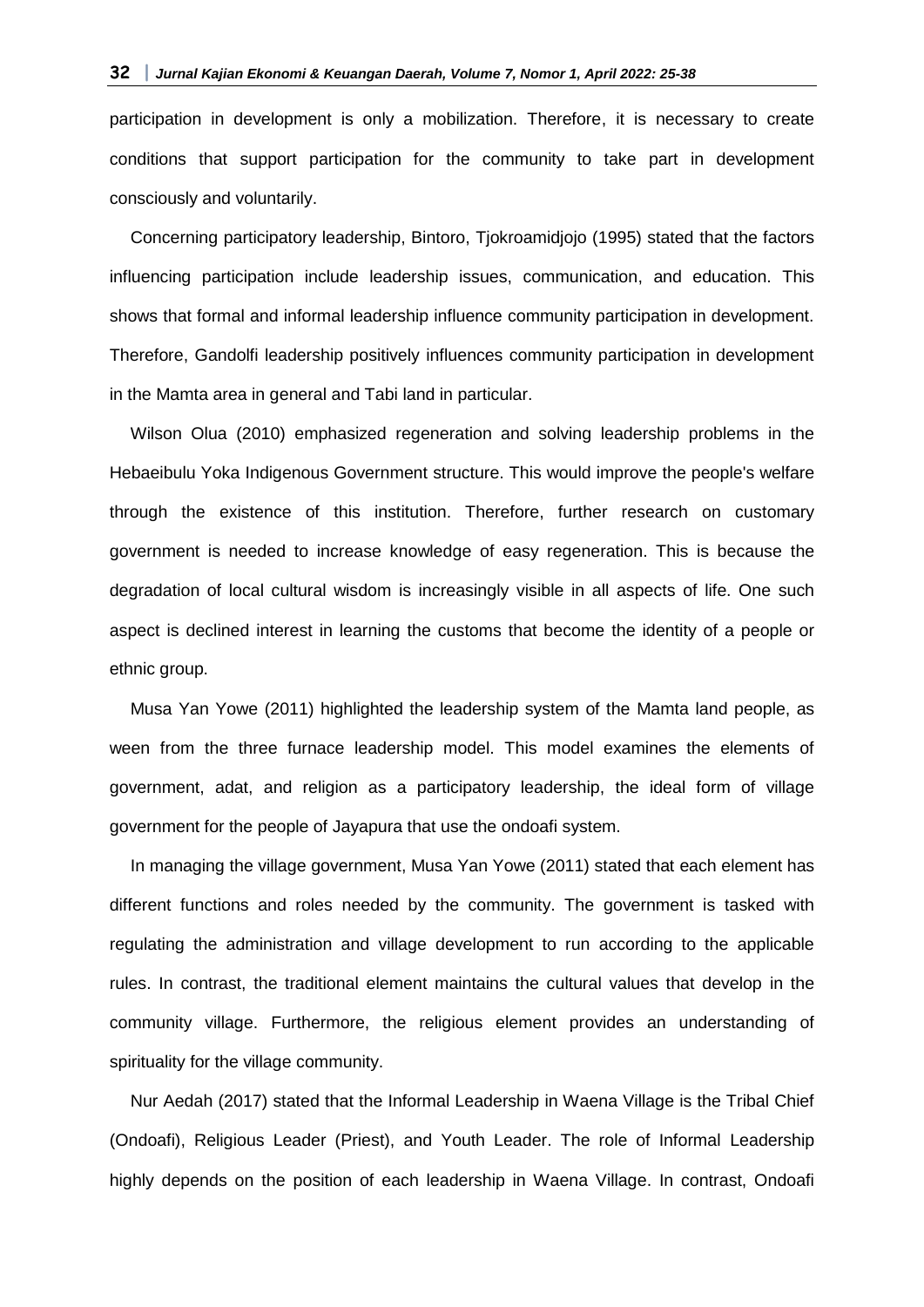participation in development is only a mobilization. Therefore, it is necessary to create conditions that support participation for the community to take part in development consciously and voluntarily.

Concerning participatory leadership, Bintoro, Tjokroamidjojo (1995) stated that the factors influencing participation include leadership issues, communication, and education. This shows that formal and informal leadership influence community participation in development. Therefore, Gandolfi leadership positively influences community participation in development in the Mamta area in general and Tabi land in particular.

Wilson Olua (2010) emphasized regeneration and solving leadership problems in the Hebaeibulu Yoka Indigenous Government structure. This would improve the people's welfare through the existence of this institution. Therefore, further research on customary government is needed to increase knowledge of easy regeneration. This is because the degradation of local cultural wisdom is increasingly visible in all aspects of life. One such aspect is declined interest in learning the customs that become the identity of a people or ethnic group.

Musa Yan Yowe (2011) highlighted the leadership system of the Mamta land people, as ween from the three furnace leadership model. This model examines the elements of government, adat, and religion as a participatory leadership, the ideal form of village government for the people of Jayapura that use the ondoafi system.

In managing the village government, Musa Yan Yowe (2011) stated that each element has different functions and roles needed by the community. The government is tasked with regulating the administration and village development to run according to the applicable rules. In contrast, the traditional element maintains the cultural values that develop in the community village. Furthermore, the religious element provides an understanding of spirituality for the village community.

Nur Aedah (2017) stated that the Informal Leadership in Waena Village is the Tribal Chief (Ondoafi), Religious Leader (Priest), and Youth Leader. The role of Informal Leadership highly depends on the position of each leadership in Waena Village. In contrast, Ondoafi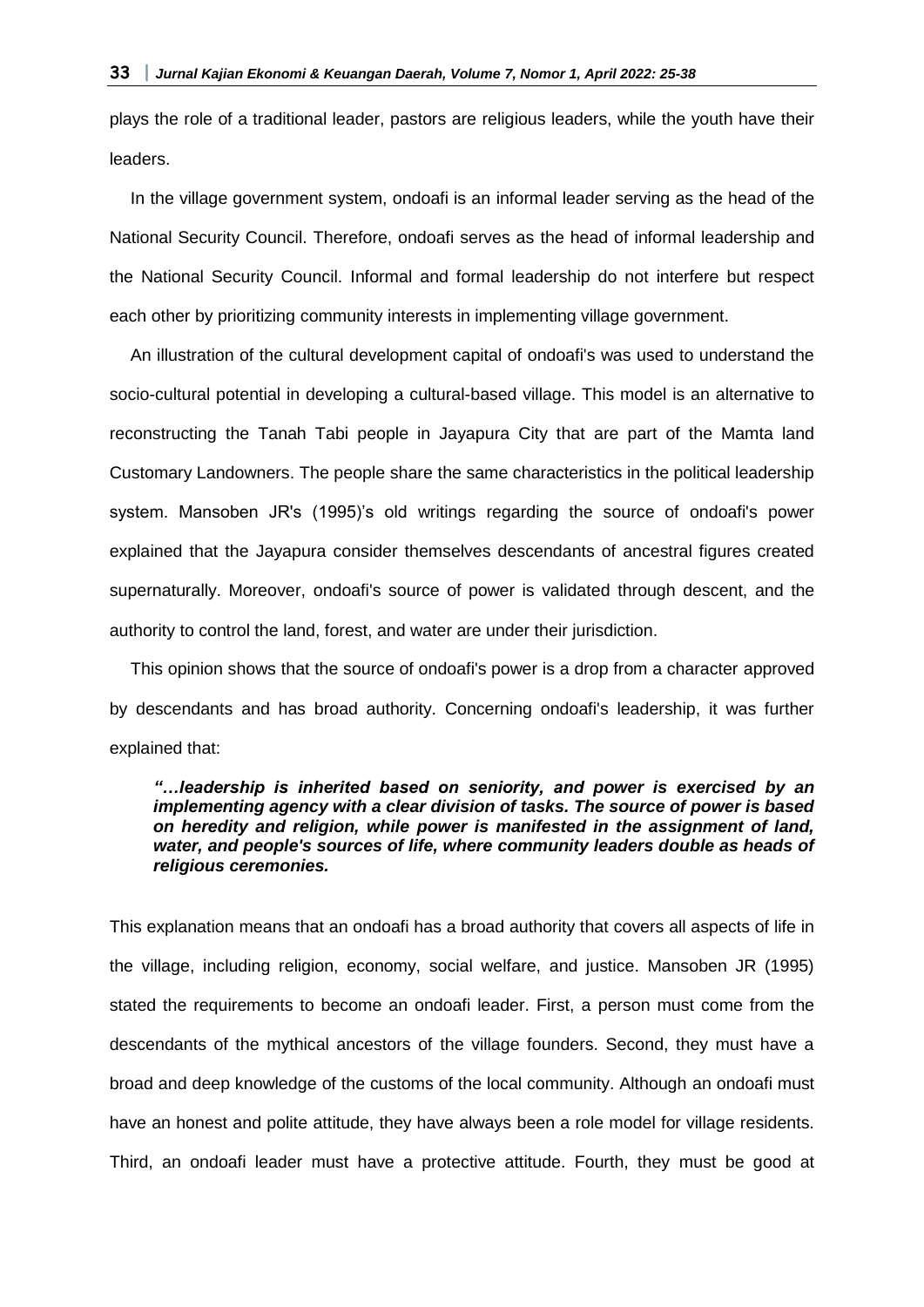plays the role of a traditional leader, pastors are religious leaders, while the youth have their leaders.

In the village government system, ondoafi is an informal leader serving as the head of the National Security Council. Therefore, ondoafi serves as the head of informal leadership and the National Security Council. Informal and formal leadership do not interfere but respect each other by prioritizing community interests in implementing village government.

An illustration of the cultural development capital of ondoafi's was used to understand the socio-cultural potential in developing a cultural-based village. This model is an alternative to reconstructing the Tanah Tabi people in Jayapura City that are part of the Mamta land Customary Landowners. The people share the same characteristics in the political leadership system. Mansoben JR's (1995)'s old writings regarding the source of ondoafi's power explained that the Jayapura consider themselves descendants of ancestral figures created supernaturally. Moreover, ondoafi's source of power is validated through descent, and the authority to control the land, forest, and water are under their jurisdiction.

This opinion shows that the source of ondoafi's power is a drop from a character approved by descendants and has broad authority. Concerning ondoafi's leadership, it was further explained that:

> ***"…leadership is inherited based on seniority, and power is exercised by an implementing agency with a clear division of tasks. The source of power is based on heredity and religion, while power is manifested in the assignment of land, water, and people's sources of life, where community leaders double as heads of religious ceremonies.***

This explanation means that an ondoafi has a broad authority that covers all aspects of life in the village, including religion, economy, social welfare, and justice. Mansoben JR (1995) stated the requirements to become an ondoafi leader. First, a person must come from the descendants of the mythical ancestors of the village founders. Second, they must have a broad and deep knowledge of the customs of the local community. Although an ondoafi must have an honest and polite attitude, they have always been a role model for village residents. Third, an ondoafi leader must have a protective attitude. Fourth, they must be good at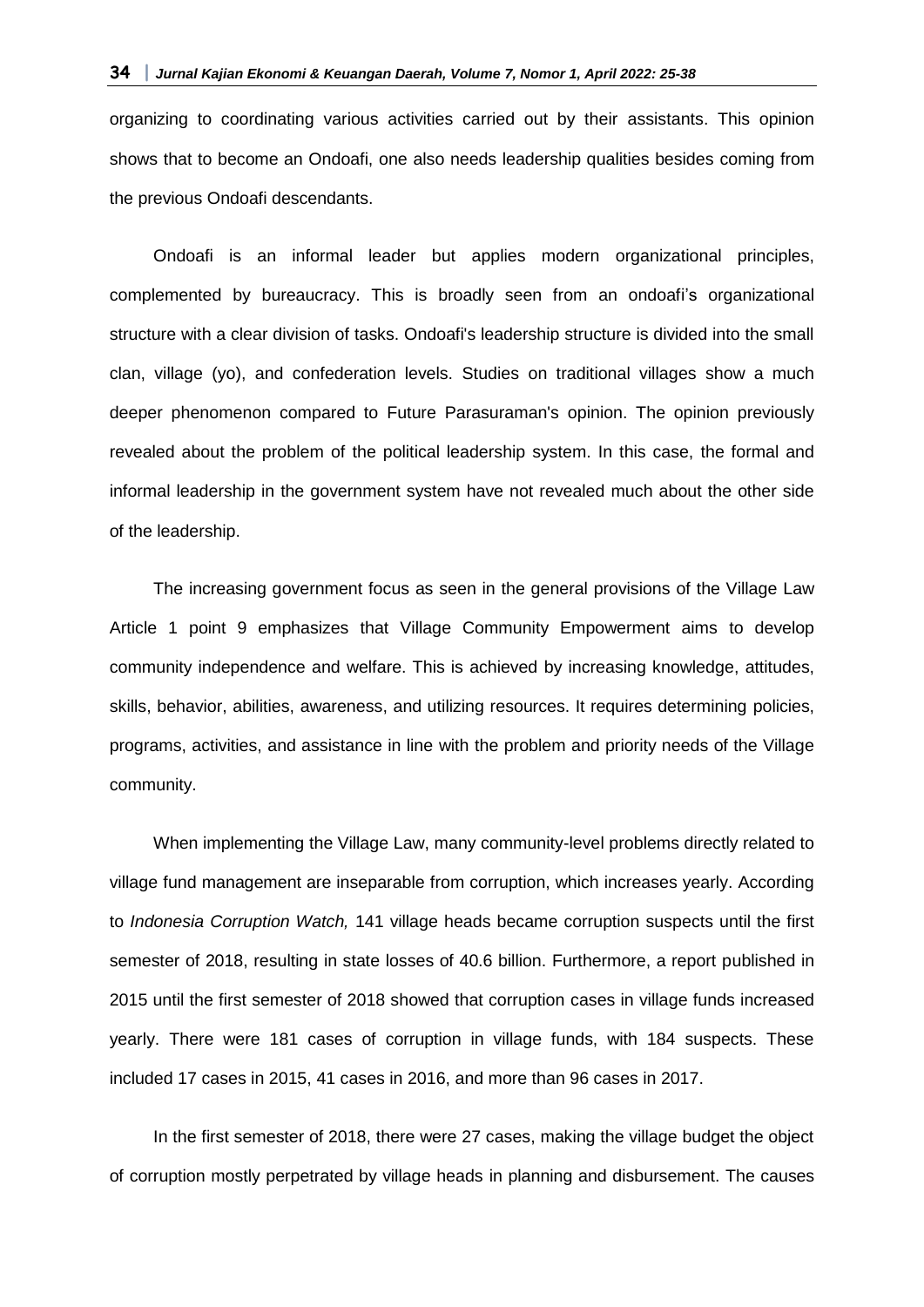organizing to coordinating various activities carried out by their assistants. This opinion shows that to become an Ondoafi, one also needs leadership qualities besides coming from the previous Ondoafi descendants.

Ondoafi is an informal leader but applies modern organizational principles, complemented by bureaucracy. This is broadly seen from an ondoafi's organizational structure with a clear division of tasks. Ondoafi's leadership structure is divided into the small clan, village (yo), and confederation levels. Studies on traditional villages show a much deeper phenomenon compared to Future Parasuraman's opinion. The opinion previously revealed about the problem of the political leadership system. In this case, the formal and informal leadership in the government system have not revealed much about the other side of the leadership.

The increasing government focus as seen in the general provisions of the Village Law Article 1 point 9 emphasizes that Village Community Empowerment aims to develop community independence and welfare. This is achieved by increasing knowledge, attitudes, skills, behavior, abilities, awareness, and utilizing resources. It requires determining policies, programs, activities, and assistance in line with the problem and priority needs of the Village community.

When implementing the Village Law, many community-level problems directly related to village fund management are inseparable from corruption, which increases yearly. According to *Indonesia Corruption Watch,* 141 village heads became corruption suspects until the first semester of 2018, resulting in state losses of 40.6 billion. Furthermore, a report published in 2015 until the first semester of 2018 showed that corruption cases in village funds increased yearly. There were 181 cases of corruption in village funds, with 184 suspects. These included 17 cases in 2015, 41 cases in 2016, and more than 96 cases in 2017.

In the first semester of 2018, there were 27 cases, making the village budget the object of corruption mostly perpetrated by village heads in planning and disbursement. The causes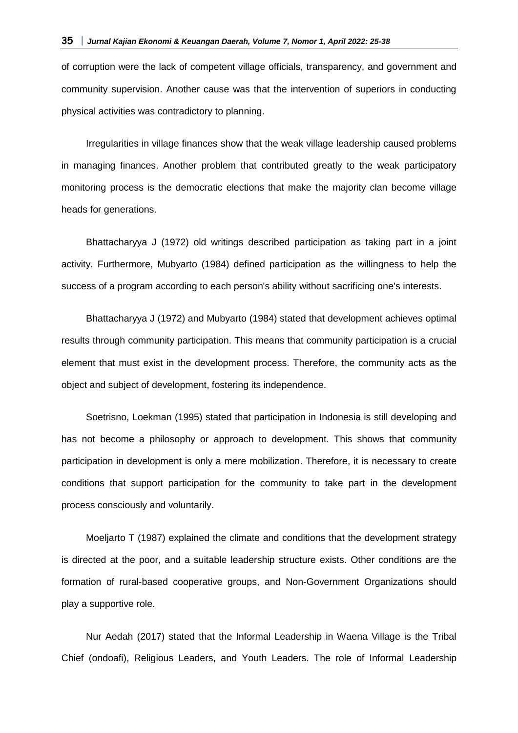of corruption were the lack of competent village officials, transparency, and government and community supervision. Another cause was that the intervention of superiors in conducting physical activities was contradictory to planning.

Irregularities in village finances show that the weak village leadership caused problems in managing finances. Another problem that contributed greatly to the weak participatory monitoring process is the democratic elections that make the majority clan become village heads for generations.

Bhattacharyya J (1972) old writings described participation as taking part in a joint activity. Furthermore, Mubyarto (1984) defined participation as the willingness to help the success of a program according to each person's ability without sacrificing one's interests.

Bhattacharyya J (1972) and Mubyarto (1984) stated that development achieves optimal results through community participation. This means that community participation is a crucial element that must exist in the development process. Therefore, the community acts as the object and subject of development, fostering its independence.

Soetrisno, Loekman (1995) stated that participation in Indonesia is still developing and has not become a philosophy or approach to development. This shows that community participation in development is only a mere mobilization. Therefore, it is necessary to create conditions that support participation for the community to take part in the development process consciously and voluntarily.

Moeljarto T (1987) explained the climate and conditions that the development strategy is directed at the poor, and a suitable leadership structure exists. Other conditions are the formation of rural-based cooperative groups, and Non-Government Organizations should play a supportive role.

Nur Aedah (2017) stated that the Informal Leadership in Waena Village is the Tribal Chief (ondoafi), Religious Leaders, and Youth Leaders. The role of Informal Leadership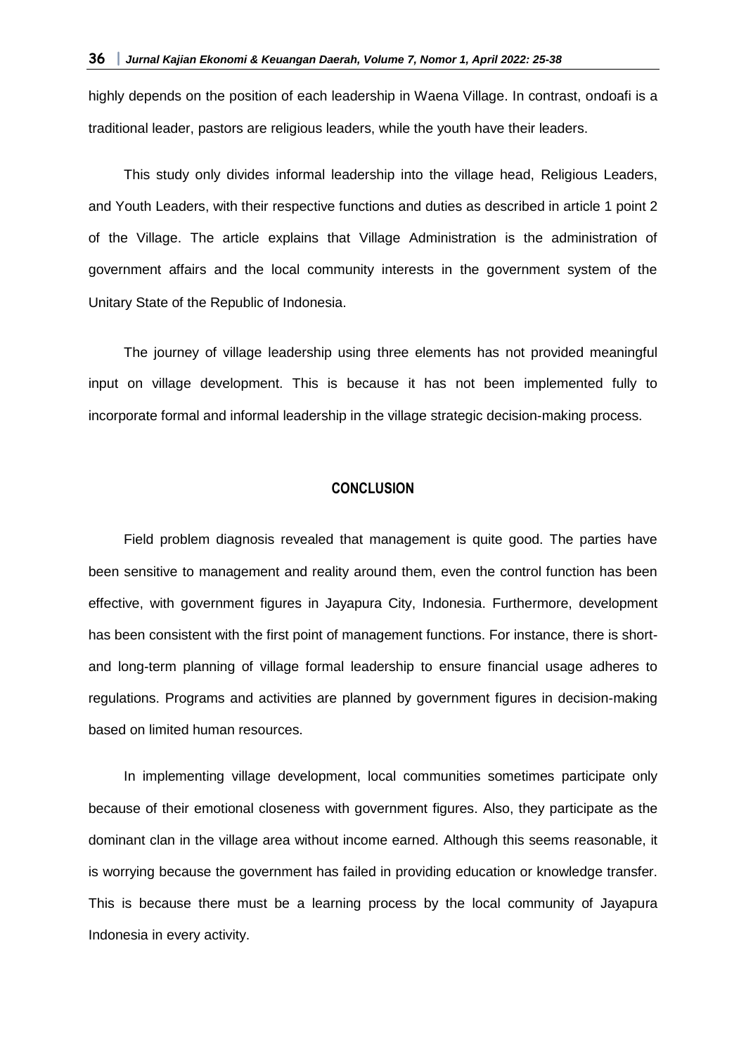highly depends on the position of each leadership in Waena Village. In contrast, ondoafi is a traditional leader, pastors are religious leaders, while the youth have their leaders.

This study only divides informal leadership into the village head, Religious Leaders, and Youth Leaders, with their respective functions and duties as described in article 1 point 2 of the Village. The article explains that Village Administration is the administration of government affairs and the local community interests in the government system of the Unitary State of the Republic of Indonesia.

The journey of village leadership using three elements has not provided meaningful input on village development. This is because it has not been implemented fully to incorporate formal and informal leadership in the village strategic decision-making process.

## CONCLUSION

Field problem diagnosis revealed that management is quite good. The parties have been sensitive to management and reality around them, even the control function has been effective, with government figures in Jayapura City, Indonesia. Furthermore, development has been consistent with the first point of management functions. For instance, there is short- and long-term planning of village formal leadership to ensure financial usage adheres to regulations. Programs and activities are planned by government figures in decision-making based on limited human resources.

In implementing village development, local communities sometimes participate only because of their emotional closeness with government figures. Also, they participate as the dominant clan in the village area without income earned. Although this seems reasonable, it is worrying because the government has failed in providing education or knowledge transfer. This is because there must be a learning process by the local community of Jayapura Indonesia in every activity.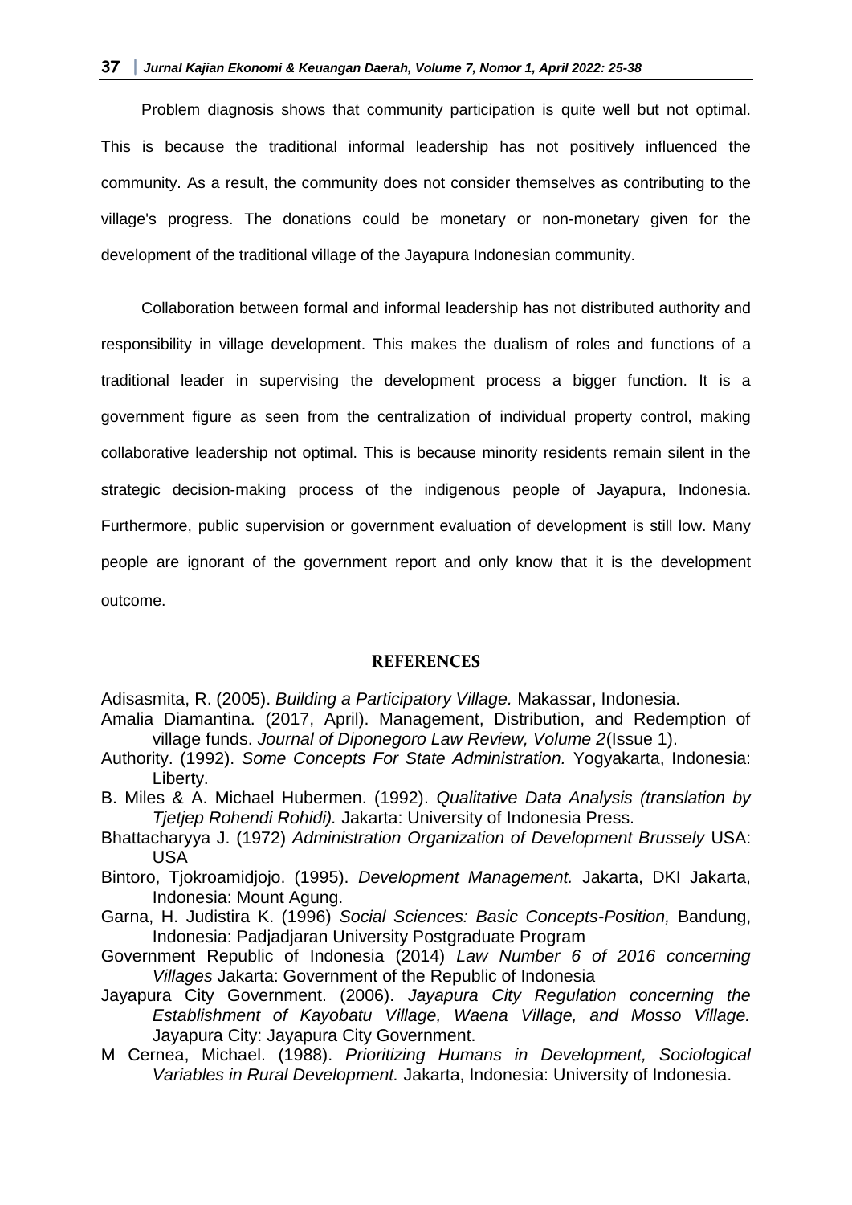Problem diagnosis shows that community participation is quite well but not optimal. This is because the traditional informal leadership has not positively influenced the community. As a result, the community does not consider themselves as contributing to the village's progress. The donations could be monetary or non-monetary given for the development of the traditional village of the Jayapura Indonesian community.

Collaboration between formal and informal leadership has not distributed authority and responsibility in village development. This makes the dualism of roles and functions of a traditional leader in supervising the development process a bigger function. It is a government figure as seen from the centralization of individual property control, making collaborative leadership not optimal. This is because minority residents remain silent in the strategic decision-making process of the indigenous people of Jayapura, Indonesia. Furthermore, public supervision or government evaluation of development is still low. Many people are ignorant of the government report and only know that it is the development outcome.

## REFERENCES

Adisasmita, R. (2005). *Building a Participatory Village.* Makassar, Indonesia.

Amalia Diamantina. (2017, April). Management, Distribution, and Redemption of village funds. *Journal of Diponegoro Law Review, Volume 2*(Issue 1).

Authority. (1992). *Some Concepts For State Administration.* Yogyakarta, Indonesia: Liberty.

B. Miles & A. Michael Hubermen. (1992). *Qualitative Data Analysis (translation by Tjetjep Rohendi Rohidi).* Jakarta: University of Indonesia Press.

Bhattacharyya J. (1972) *Administration Organization of Development Brussely* USA: USA

Bintoro, Tjokroamidjojo. (1995). *Development Management.* Jakarta, DKI Jakarta, Indonesia: Mount Agung.

Garna, H. Judistira K. (1996) *Social Sciences: Basic Concepts-Position,* Bandung, Indonesia: Padjadjaran University Postgraduate Program

Government Republic of Indonesia (2014) *Law Number 6 of 2016 concerning Villages* Jakarta: Government of the Republic of Indonesia

Jayapura City Government. (2006). *Jayapura City Regulation concerning the Establishment of Kayobatu Village, Waena Village, and Mosso Village.* Jayapura City: Jayapura City Government.

M Cernea, Michael. (1988). *Prioritizing Humans in Development, Sociological Variables in Rural Development.* Jakarta, Indonesia: University of Indonesia.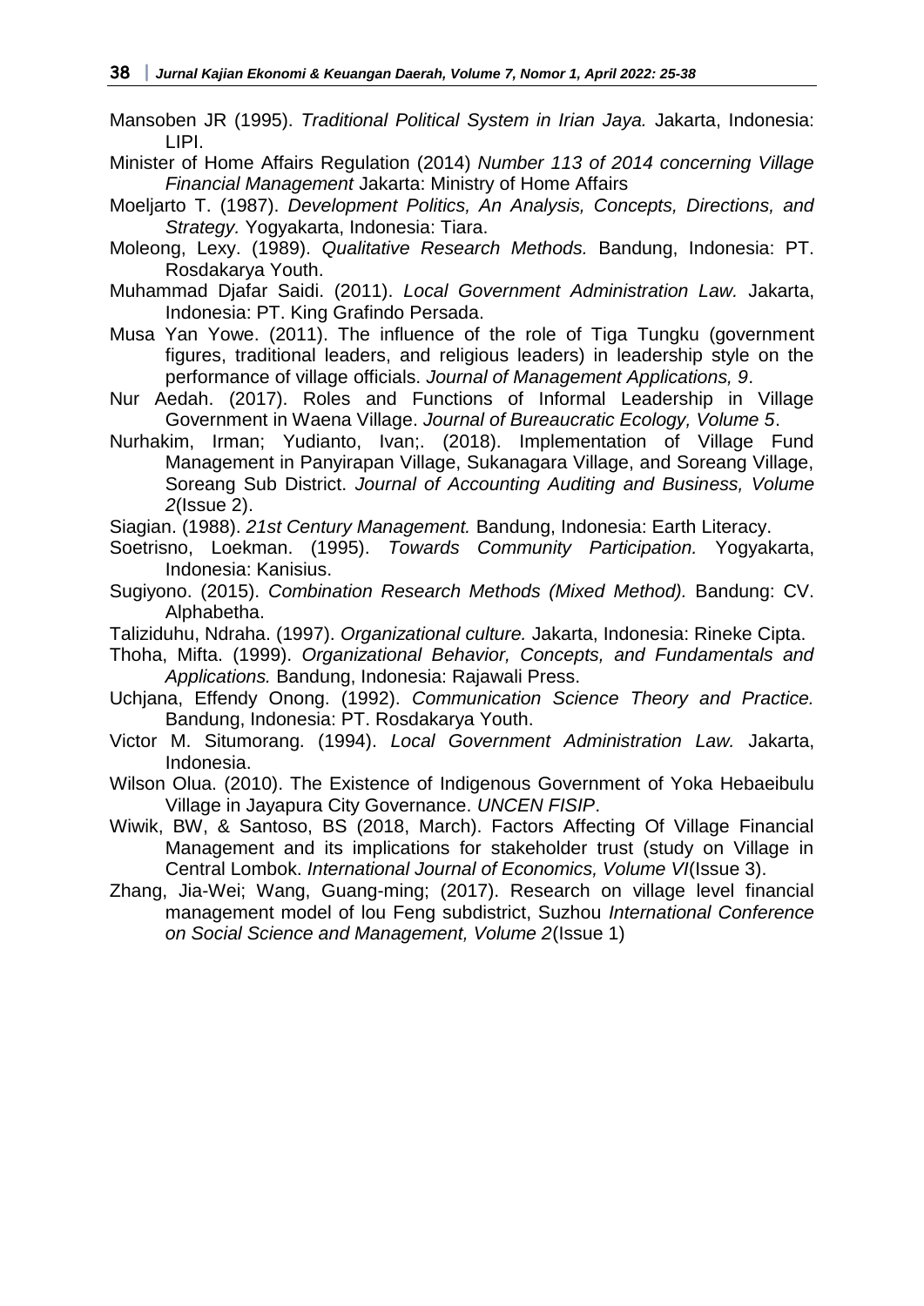Mansoben JR (1995). *Traditional Political System in Irian Jaya.* Jakarta, Indonesia: LIPI.

Minister of Home Affairs Regulation (2014) *Number 113 of 2014 concerning Village Financial Management* Jakarta: Ministry of Home Affairs

Moeljarto T. (1987). *Development Politics, An Analysis, Concepts, Directions, and Strategy.* Yogyakarta, Indonesia: Tiara.

Moleong, Lexy. (1989). *Qualitative Research Methods.* Bandung, Indonesia: PT. Rosdakarya Youth.

Muhammad Djafar Saidi. (2011). *Local Government Administration Law.* Jakarta, Indonesia: PT. King Grafindo Persada.

Musa Yan Yowe. (2011). The influence of the role of Tiga Tungku (government figures, traditional leaders, and religious leaders) in leadership style on the performance of village officials. *Journal of Management Applications, 9*.

Nur Aedah. (2017). Roles and Functions of Informal Leadership in Village Government in Waena Village. *Journal of Bureaucratic Ecology, Volume 5*.

Nurhakim, Irman; Yudianto, Ivan;. (2018). Implementation of Village Fund Management in Panyirapan Village, Sukanagara Village, and Soreang Village, Soreang Sub District. *Journal of Accounting Auditing and Business, Volume 2*(Issue 2).

Siagian. (1988). *21st Century Management.* Bandung, Indonesia: Earth Literacy.

Soetrisno, Loekman. (1995). *Towards Community Participation.* Yogyakarta, Indonesia: Kanisius.

Sugiyono. (2015). *Combination Research Methods (Mixed Method).* Bandung: CV. Alphabetha.

Taliziduhu, Ndraha. (1997). *Organizational culture.* Jakarta, Indonesia: Rineke Cipta.

Thoha, Mifta. (1999). *Organizational Behavior, Concepts, and Fundamentals and Applications.* Bandung, Indonesia: Rajawali Press.

Uchjana, Effendy Onong. (1992). *Communication Science Theory and Practice.* Bandung, Indonesia: PT. Rosdakarya Youth.

Victor M. Situmorang. (1994). *Local Government Administration Law.* Jakarta, Indonesia.

Wilson Olua. (2010). The Existence of Indigenous Government of Yoka Hebaeibulu Village in Jayapura City Governance. *UNCEN FISIP*.

Wiwik, BW, & Santoso, BS (2018, March). Factors Affecting Of Village Financial Management and its implications for stakeholder trust (study on Village in Central Lombok. *International Journal of Economics, Volume VI*(Issue 3).

Zhang, Jia-Wei; Wang, Guang-ming; (2017). Research on village level financial management model of lou Feng subdistrict, Suzhou *International Conference on Social Science and Management, Volume 2*(Issue 1)